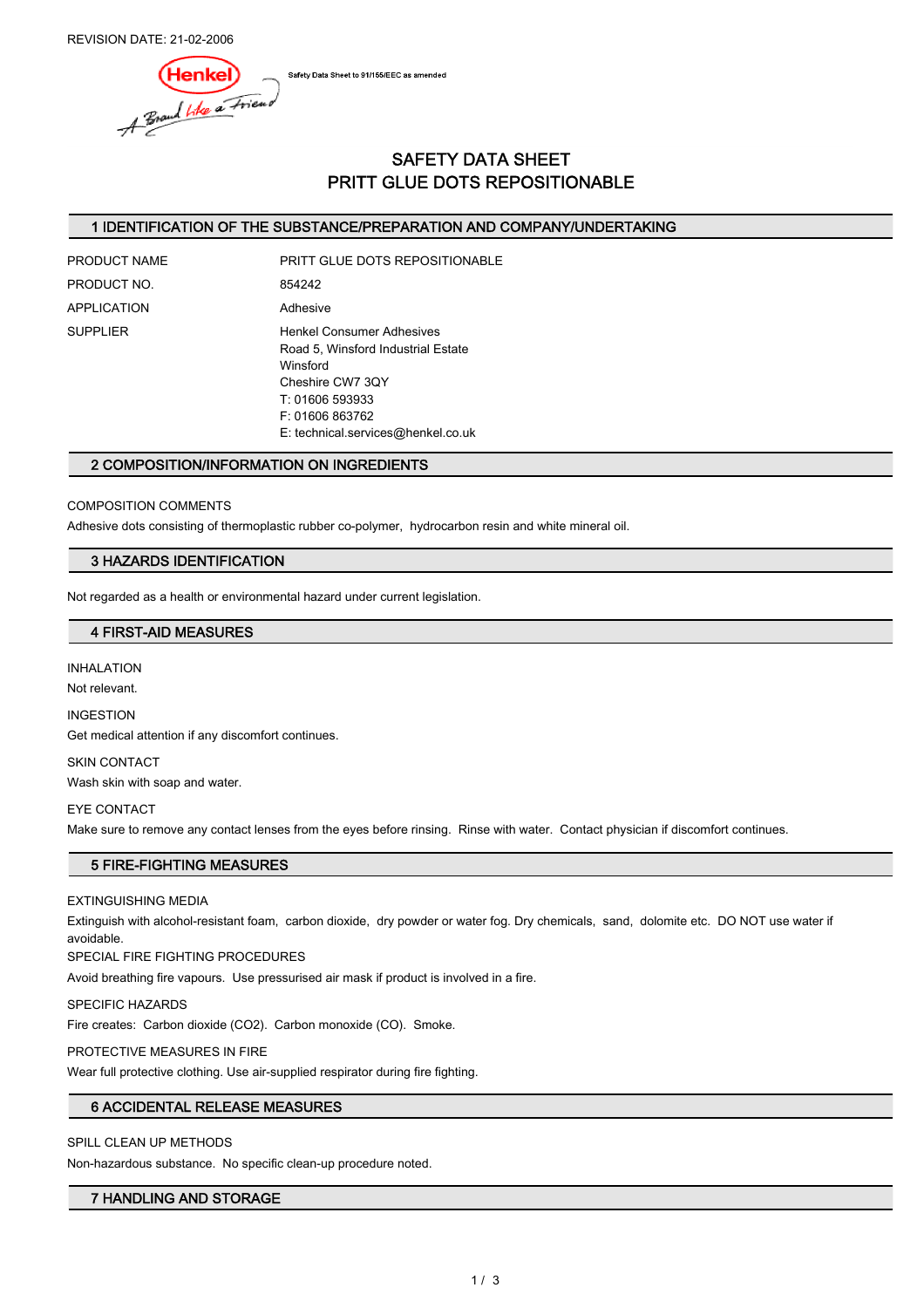REVISION DATE: 21-02-2006

Safety Data Sheet to 91/155/EEC as amended

# SAFETY DATA SHEET
# PRITT GLUE DOTS REPOSITIONABLE

## 1 IDENTIFICATION OF THE SUBSTANCE/PREPARATION AND COMPANY/UNDERTAKING

| | |
|---|---|
| PRODUCT NAME | PRITT GLUE DOTS REPOSITIONABLE |
| PRODUCT NO. | 854242 |
| APPLICATION | Adhesive |
| SUPPLIER | Henkel Consumer Adhesives<br>Road 5, Winsford Industrial Estate<br>Winsford<br>Cheshire CW7 3QY<br>T: 01606 593933<br>F: 01606 863762<br>E: technical.services@henkel.co.uk |

## 2 COMPOSITION/INFORMATION ON INGREDIENTS

COMPOSITION COMMENTS

Adhesive dots consisting of thermoplastic rubber co-polymer, hydrocarbon resin and white mineral oil.

## 3 HAZARDS IDENTIFICATION

Not regarded as a health or environmental hazard under current legislation.

## 4 FIRST-AID MEASURES

INHALATION

Not relevant.

INGESTION

Get medical attention if any discomfort continues.

SKIN CONTACT

Wash skin with soap and water.

EYE CONTACT

Make sure to remove any contact lenses from the eyes before rinsing. Rinse with water. Contact physician if discomfort continues.

## 5 FIRE-FIGHTING MEASURES

EXTINGUISHING MEDIA

Extinguish with alcohol-resistant foam, carbon dioxide, dry powder or water fog. Dry chemicals, sand, dolomite etc. DO NOT use water if avoidable.

SPECIAL FIRE FIGHTING PROCEDURES

Avoid breathing fire vapours. Use pressurised air mask if product is involved in a fire.

SPECIFIC HAZARDS

Fire creates: Carbon dioxide ($CO_2$). Carbon monoxide (CO). Smoke.

PROTECTIVE MEASURES IN FIRE

Wear full protective clothing. Use air-supplied respirator during fire fighting.

## 6 ACCIDENTAL RELEASE MEASURES

SPILL CLEAN UP METHODS

Non-hazardous substance. No specific clean-up procedure noted.

## 7 HANDLING AND STORAGE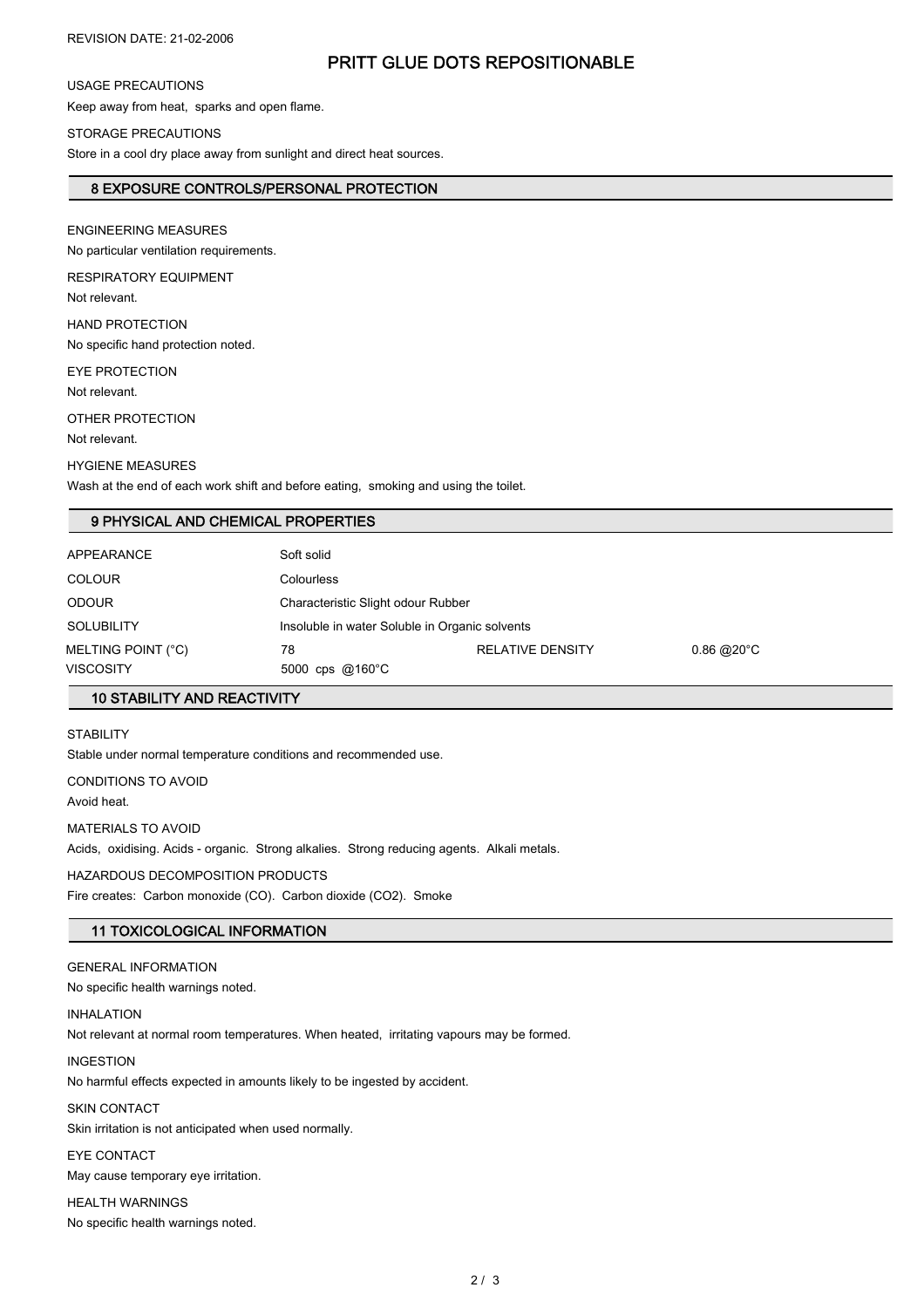REVISION DATE: 21-02-2006

# PRITT GLUE DOTS REPOSITIONABLE

USAGE PRECAUTIONS

Keep away from heat, sparks and open flame.

STORAGE PRECAUTIONS

Store in a cool dry place away from sunlight and direct heat sources.

## 8 EXPOSURE CONTROLS/PERSONAL PROTECTION

ENGINEERING MEASURES

No particular ventilation requirements.

RESPIRATORY EQUIPMENT

Not relevant.

HAND PROTECTION

No specific hand protection noted.

EYE PROTECTION

Not relevant.

OTHER PROTECTION

Not relevant.

HYGIENE MEASURES

Wash at the end of each work shift and before eating, smoking and using the toilet.

## 9 PHYSICAL AND CHEMICAL PROPERTIES

| | | | |
|---|---|---|---|
| APPEARANCE | Soft solid | | |
| COLOUR | Colourless | | |
| ODOUR | Characteristic Slight odour Rubber | | |
| SOLUBILITY | Insoluble in water Soluble in Organic solvents | | |
| MELTING POINT (°C) | 78 | RELATIVE DENSITY | 0.86 @20°C |
| VISCOSITY | 5000 cps @160°C | | |

## 10 STABILITY AND REACTIVITY

STABILITY

Stable under normal temperature conditions and recommended use.

CONDITIONS TO AVOID

Avoid heat.

MATERIALS TO AVOID

Acids, oxidising. Acids - organic. Strong alkalies. Strong reducing agents. Alkali metals.

HAZARDOUS DECOMPOSITION PRODUCTS

Fire creates: Carbon monoxide (CO). Carbon dioxide ($CO_2$). Smoke

## 11 TOXICOLOGICAL INFORMATION

GENERAL INFORMATION

No specific health warnings noted.

INHALATION

Not relevant at normal room temperatures. When heated, irritating vapours may be formed.

INGESTION

No harmful effects expected in amounts likely to be ingested by accident.

SKIN CONTACT

Skin irritation is not anticipated when used normally.

EYE CONTACT

May cause temporary eye irritation.

HEALTH WARNINGS

No specific health warnings noted.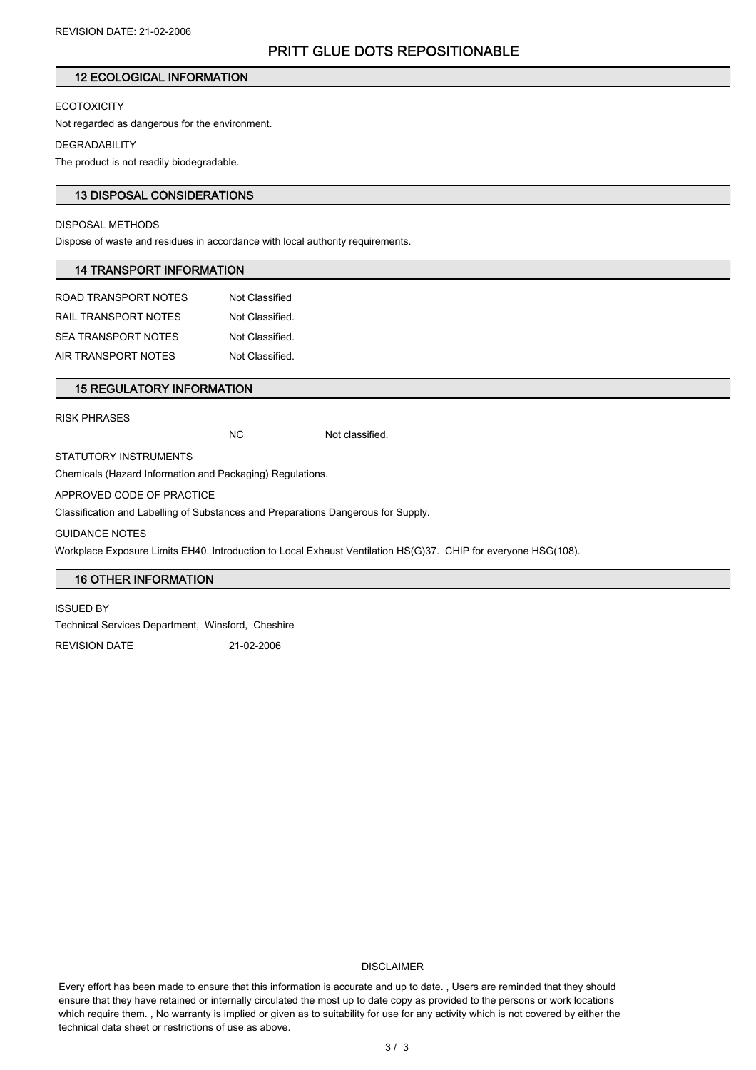## 12 ECOLOGICAL INFORMATION

ECOTOXICITY

Not regarded as dangerous for the environment.

DEGRADABILITY

The product is not readily biodegradable.

## 13 DISPOSAL CONSIDERATIONS

DISPOSAL METHODS

Dispose of waste and residues in accordance with local authority requirements.

## 14 TRANSPORT INFORMATION

| | |
|---|---|
| ROAD TRANSPORT NOTES | Not Classified |
| RAIL TRANSPORT NOTES | Not Classified. |
| SEA TRANSPORT NOTES | Not Classified. |
| AIR TRANSPORT NOTES | Not Classified. |

## 15 REGULATORY INFORMATION

RISK PHRASES

| | |
|---|---|
| NC | Not classified. |

STATUTORY INSTRUMENTS

Chemicals (Hazard Information and Packaging) Regulations.

APPROVED CODE OF PRACTICE

Classification and Labelling of Substances and Preparations Dangerous for Supply.

GUIDANCE NOTES

Workplace Exposure Limits EH40. Introduction to Local Exhaust Ventilation HS(G)37. CHIP for everyone HSG(108).

## 16 OTHER INFORMATION

ISSUED BY

Technical Services Department, Winsford, Cheshire

REVISION DATE 21-02-2006

DISCLAIMER

Every effort has been made to ensure that this information is accurate and up to date. , Users are reminded that they should ensure that they have retained or internally circulated the most up to date copy as provided to the persons or work locations which require them. , No warranty is implied or given as to suitability for use for any activity which is not covered by either the technical data sheet or restrictions of use as above.